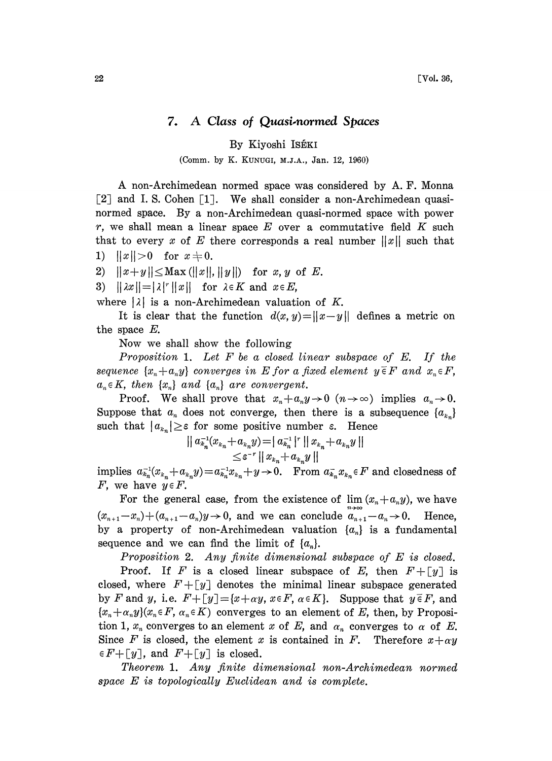# 7. A Class of Quasi-normed Spaces

By Kiyoshi ISÉKI

(Comm. by K. KUNUGI, M.J.A., Jan. 12, 1960)

A non-Archimedean normed space was considered by A. F. Monna [2] and I. S. Cohen [1]. We shall consider a non-Archimedean quasi-normed space. By a non-Archimedean quasi-normed space with power $r$, we shall mean a linear space $E$ over a commutative field $K$ such that to every $x$ of $E$ there corresponds a real number $||x||$ such that

1) $||x||>0$ for $x\neq 0$.
2) $||x+y||\leq \text{Max}(||x||, ||y||)$ for $x, y$ of $E$.
3) $||\lambda x||=|\lambda|^r ||x||$ for $\lambda\in K$ and $x\in E$,

where $|\lambda|$ is a non-Archimedean valuation of $K$.

It is clear that the function $d(x, y)=||x-y||$ defines a metric on the space $E$.

Now we shall show the following

*Proposition* 1. *Let $F$ be a closed linear subspace of $E$. If the sequence $\{x_n+a_n y\}$ converges in $E$ for a fixed element $y\bar{\in} F$ and $x_n\in F$, $a_n\in K$, then $\{x_n\}$ and $\{a_n\}$ are convergent.*

Proof. We shall prove that $x_n+a_n y\to 0$ $(n\to\infty)$ implies $a_n\to 0$. Suppose that $a_n$ does not converge, then there is a subsequence $\{a_{k_n}\}$ such that $|a_{k_n}|\geq \varepsilon$ for some positive number $\varepsilon$. Hence

$$||a_{k_n}^{-1}(x_{k_n}+a_{k_n}y)=|a_{k_n}^{-1}|^r ||x_{k_n}+a_{k_n}y||$$
$$\leq \varepsilon^{-r}||x_{k_n}+a_{k_n}y||$$

implies $a_{k_n}^{-1}(x_{k_n}+a_{k_n}y)=a_{k_n}^{-1}x_{k_n}+y\to 0$. From $a_{k_n}^{-}x_{k_n}\in F$ and closedness of $F$, we have $y\in F$.

For the general case, from the existence of $\lim_{n\to\infty}(x_n+a_n y)$, we have $(x_{n+1}-x_n)+(a_{n+1}-a_n)y\to 0$, and we can conclude $a_{n+1}-a_n\to 0$. Hence, by a property of non-Archimedean valuation $\{a_n\}$ is a fundamental sequence and we can find the limit of $\{a_n\}$.

*Proposition* 2. *Any finite dimensional subspace of $E$ is closed.*

Proof. If $F$ is a closed linear subspace of $E$, then $F+[y]$ is closed, where $F+[y]$ denotes the minimal linear subspace generated by $F$ and $y$, i.e. $F+[y]=\{x+\alpha y,\ x\in F,\ \alpha\in K\}$. Suppose that $y\bar{\in} F$, and $\{x_n+\alpha_n y\}(x_n\in F,\ \alpha_n\in K)$ converges to an element of $E$, then, by Proposition 1, $x_n$ converges to an element $x$ of $E$, and $\alpha_n$ converges to $\alpha$ of $E$. Since $F$ is closed, the element $x$ is contained in $F$. Therefore $x+\alpha y\in F+[y]$, and $F+[y]$ is closed.

*Theorem* 1. *Any finite dimensional non-Archimedean normed space $E$ is topologically Euclidean and is complete.*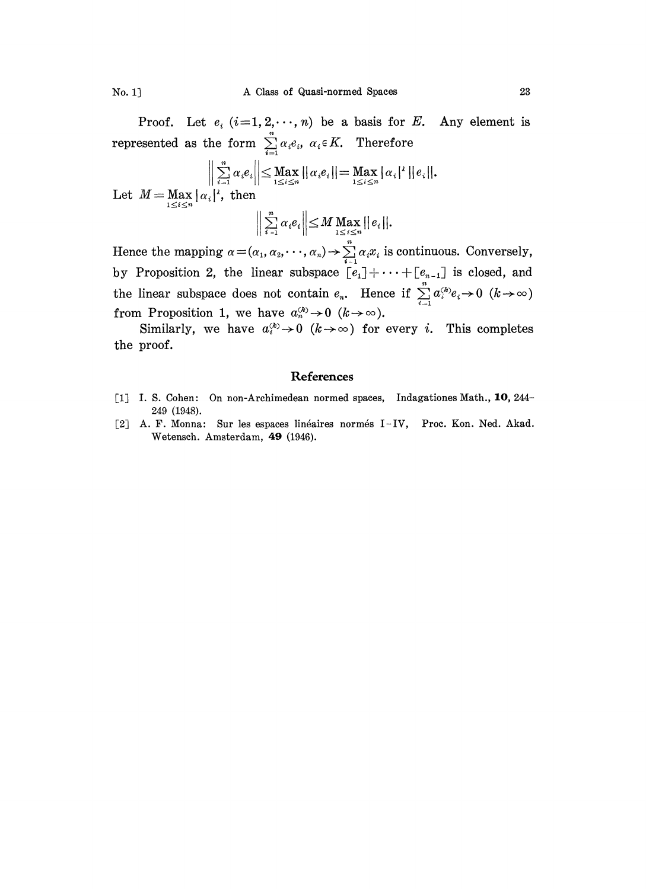Proof. Let $e_i$ $(i=1, 2, \cdots, n)$ be a basis for $E$. Any element is represented as the form $\sum_{i=1}^{n} \alpha_i e_i$, $\alpha_i \in K$. Therefore

$$\left\| \sum_{i=1}^{n} \alpha_i e_i \right\| \leq \operatorname*{Max}_{1 \leq i \leq n} \| \alpha_i e_i \| = \operatorname*{Max}_{1 \leq i \leq n} |\alpha_i|^{\lambda} \| e_i \|.$$

Let $M = \operatorname*{Max}_{1 \leq i \leq n} |\alpha_i|^{\lambda}$, then

$$\left\| \sum_{i=1}^{n} \alpha_i e_i \right\| \leq M \operatorname*{Max}_{1 \leq i \leq n} \| e_i \|.$$

Hence the mapping $\alpha = (\alpha_1, \alpha_2, \cdots, \alpha_n) \to \sum_{i=1}^{n} \alpha_i x_i$ is continuous. Conversely, by Proposition 2, the linear subspace $[e_1] + \cdots + [e_{n-1}]$ is closed, and the linear subspace does not contain $e_n$. Hence if $\sum_{i=1}^{n} a_i^{(k)} e_i \to 0$ $(k \to \infty)$ from Proposition 1, we have $a_n^{(k)} \to 0$ $(k \to \infty)$.

Similarly, we have $a_i^{(k)} \to 0$ $(k \to \infty)$ for every $i$. This completes the proof.

## References

[1] I. S. Cohen: On non-Archimedean normed spaces, Indagationes Math., **10**, 244–249 (1948).

[2] A. F. Monna: Sur les espaces linéaires normés I–IV, Proc. Kon. Ned. Akad. Wetensch. Amsterdam, **49** (1946).